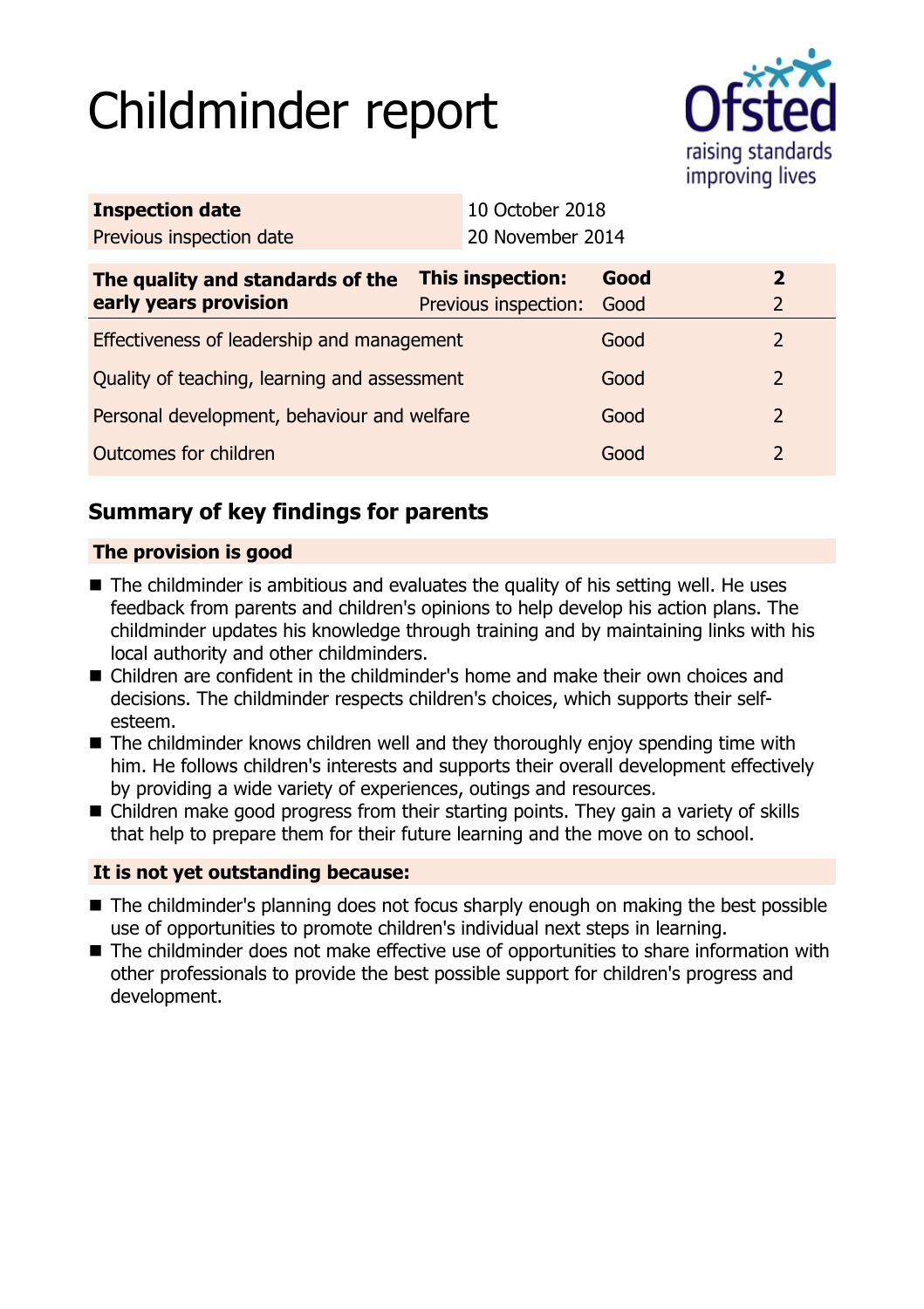# Childminder report

| | |
|---|---|
| **Inspection date** | 10 October 2018 |
| Previous inspection date | 20 November 2014 |

| | | | |
|---|---|---|---|
| **The quality and standards of the early years provision** | **This inspection:** | **Good** | **2** |
| | Previous inspection: | Good | 2 |
| Effectiveness of leadership and management | | Good | 2 |
| Quality of teaching, learning and assessment | | Good | 2 |
| Personal development, behaviour and welfare | | Good | 2 |
| Outcomes for children | | Good | 2 |

## Summary of key findings for parents

**The provision is good**

- The childminder is ambitious and evaluates the quality of his setting well. He uses feedback from parents and children's opinions to help develop his action plans. The childminder updates his knowledge through training and by maintaining links with his local authority and other childminders.
- Children are confident in the childminder's home and make their own choices and decisions. The childminder respects children's choices, which supports their self-esteem.
- The childminder knows children well and they thoroughly enjoy spending time with him. He follows children's interests and supports their overall development effectively by providing a wide variety of experiences, outings and resources.
- Children make good progress from their starting points. They gain a variety of skills that help to prepare them for their future learning and the move on to school.

**It is not yet outstanding because:**

- The childminder's planning does not focus sharply enough on making the best possible use of opportunities to promote children's individual next steps in learning.
- The childminder does not make effective use of opportunities to share information with other professionals to provide the best possible support for children's progress and development.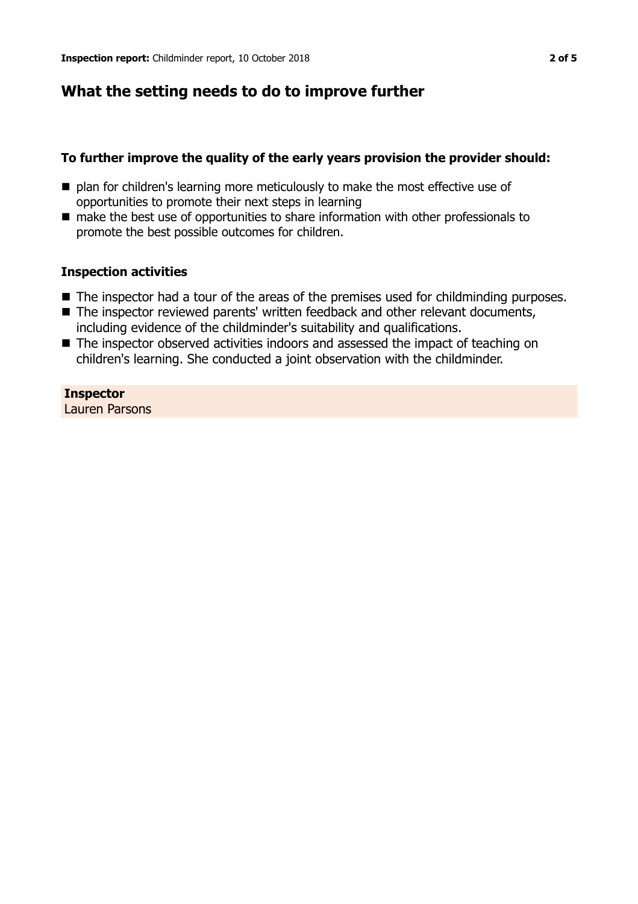## What the setting needs to do to improve further

### To further improve the quality of the early years provision the provider should:

- plan for children's learning more meticulously to make the most effective use of opportunities to promote their next steps in learning
- make the best use of opportunities to share information with other professionals to promote the best possible outcomes for children.

### Inspection activities

- The inspector had a tour of the areas of the premises used for childminding purposes.
- The inspector reviewed parents' written feedback and other relevant documents, including evidence of the childminder's suitability and qualifications.
- The inspector observed activities indoors and assessed the impact of teaching on children's learning. She conducted a joint observation with the childminder.

**Inspector**
Lauren Parsons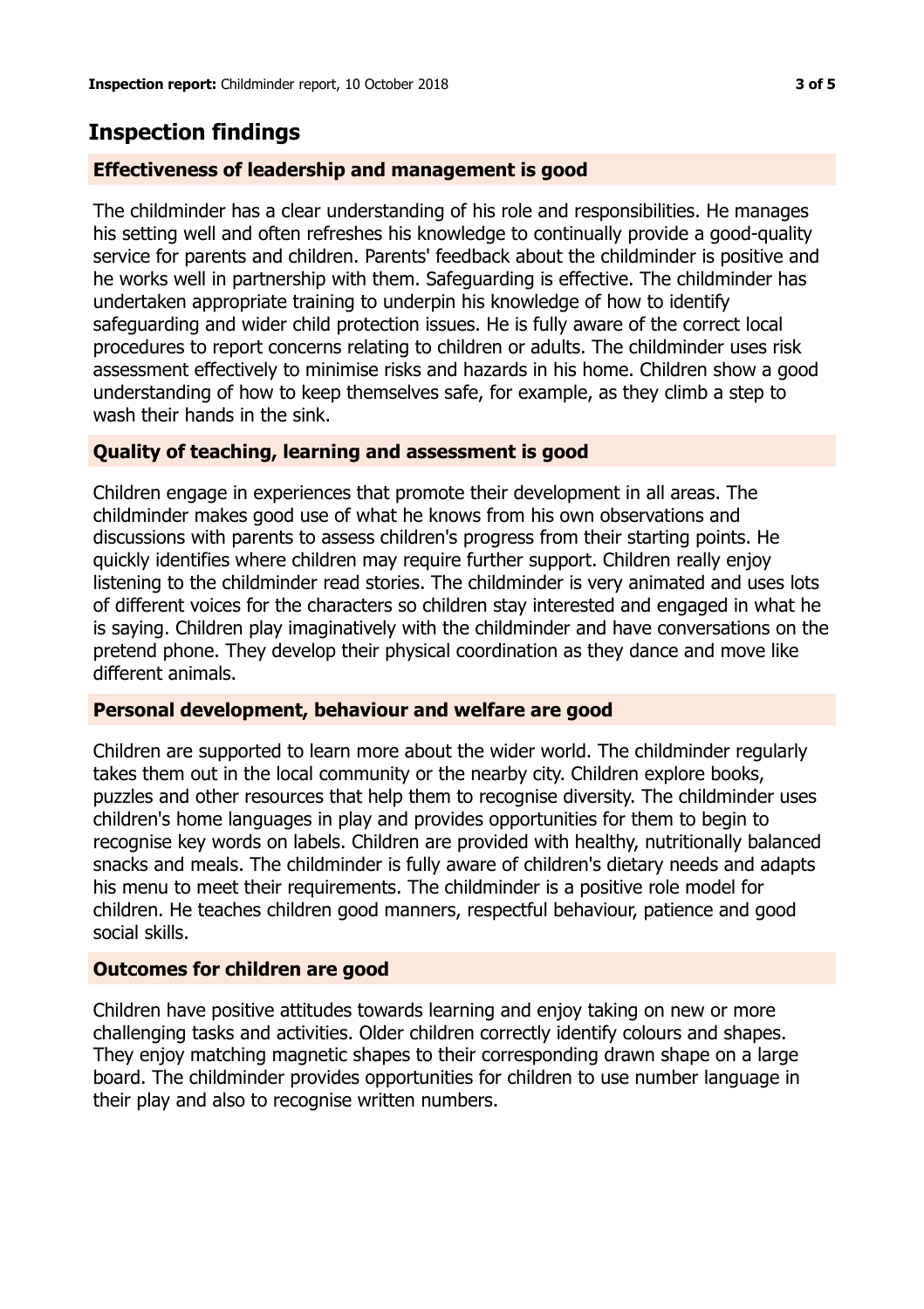## Inspection findings

### Effectiveness of leadership and management is good

The childminder has a clear understanding of his role and responsibilities. He manages his setting well and often refreshes his knowledge to continually provide a good-quality service for parents and children. Parents' feedback about the childminder is positive and he works well in partnership with them. Safeguarding is effective. The childminder has undertaken appropriate training to underpin his knowledge of how to identify safeguarding and wider child protection issues. He is fully aware of the correct local procedures to report concerns relating to children or adults. The childminder uses risk assessment effectively to minimise risks and hazards in his home. Children show a good understanding of how to keep themselves safe, for example, as they climb a step to wash their hands in the sink.

### Quality of teaching, learning and assessment is good

Children engage in experiences that promote their development in all areas. The childminder makes good use of what he knows from his own observations and discussions with parents to assess children's progress from their starting points. He quickly identifies where children may require further support. Children really enjoy listening to the childminder read stories. The childminder is very animated and uses lots of different voices for the characters so children stay interested and engaged in what he is saying. Children play imaginatively with the childminder and have conversations on the pretend phone. They develop their physical coordination as they dance and move like different animals.

### Personal development, behaviour and welfare are good

Children are supported to learn more about the wider world. The childminder regularly takes them out in the local community or the nearby city. Children explore books, puzzles and other resources that help them to recognise diversity. The childminder uses children's home languages in play and provides opportunities for them to begin to recognise key words on labels. Children are provided with healthy, nutritionally balanced snacks and meals. The childminder is fully aware of children's dietary needs and adapts his menu to meet their requirements. The childminder is a positive role model for children. He teaches children good manners, respectful behaviour, patience and good social skills.

### Outcomes for children are good

Children have positive attitudes towards learning and enjoy taking on new or more challenging tasks and activities. Older children correctly identify colours and shapes. They enjoy matching magnetic shapes to their corresponding drawn shape on a large board. The childminder provides opportunities for children to use number language in their play and also to recognise written numbers.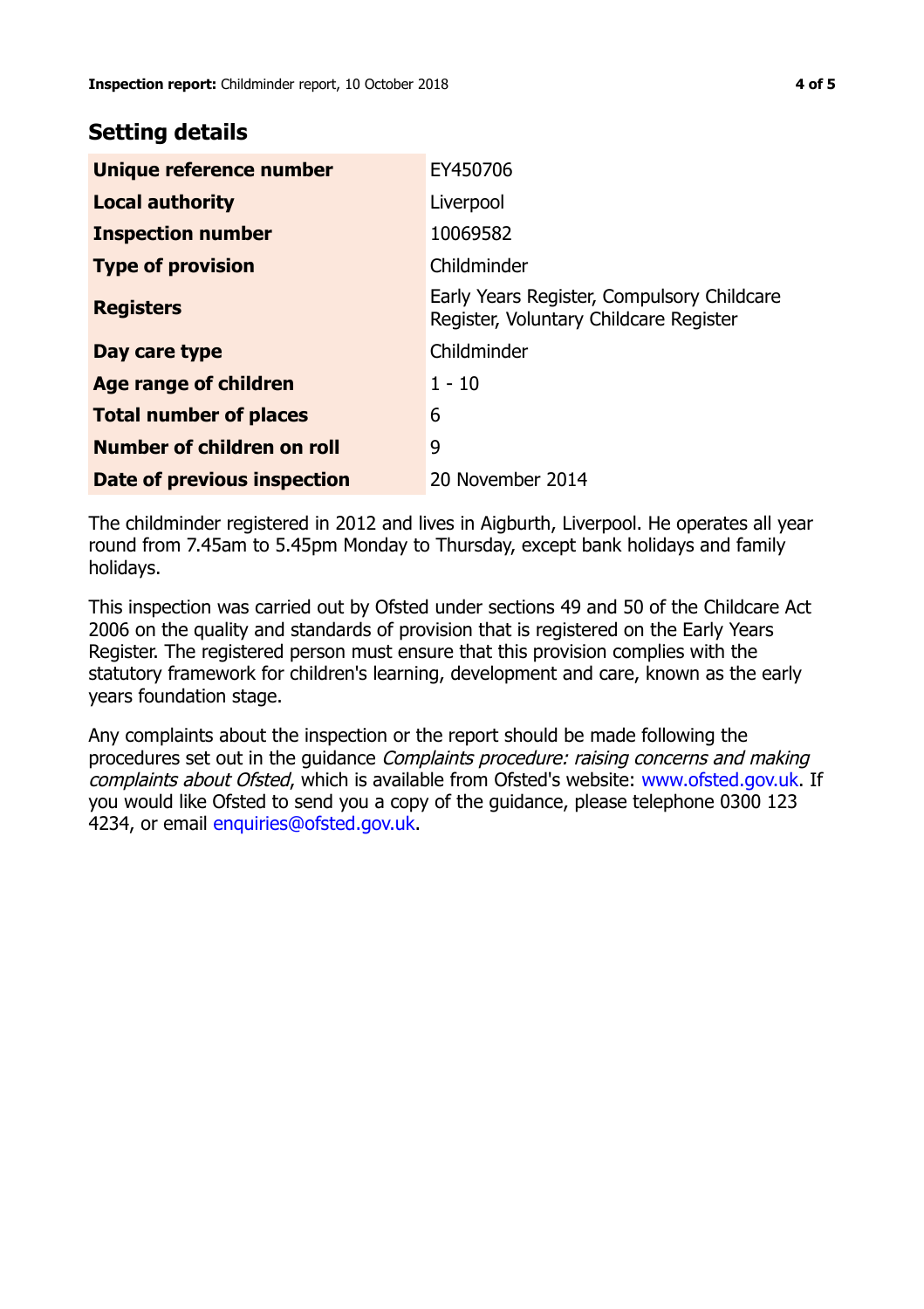## Setting details

| | |
|---|---|
| **Unique reference number** | EY450706 |
| **Local authority** | Liverpool |
| **Inspection number** | 10069582 |
| **Type of provision** | Childminder |
| **Registers** | Early Years Register, Compulsory Childcare Register, Voluntary Childcare Register |
| **Day care type** | Childminder |
| **Age range of children** | 1 - 10 |
| **Total number of places** | 6 |
| **Number of children on roll** | 9 |
| **Date of previous inspection** | 20 November 2014 |

The childminder registered in 2012 and lives in Aigburth, Liverpool. He operates all year round from 7.45am to 5.45pm Monday to Thursday, except bank holidays and family holidays.

This inspection was carried out by Ofsted under sections 49 and 50 of the Childcare Act 2006 on the quality and standards of provision that is registered on the Early Years Register. The registered person must ensure that this provision complies with the statutory framework for children's learning, development and care, known as the early years foundation stage.

Any complaints about the inspection or the report should be made following the procedures set out in the guidance *Complaints procedure: raising concerns and making complaints about Ofsted*, which is available from Ofsted's website: www.ofsted.gov.uk. If you would like Ofsted to send you a copy of the guidance, please telephone 0300 123 4234, or email enquiries@ofsted.gov.uk.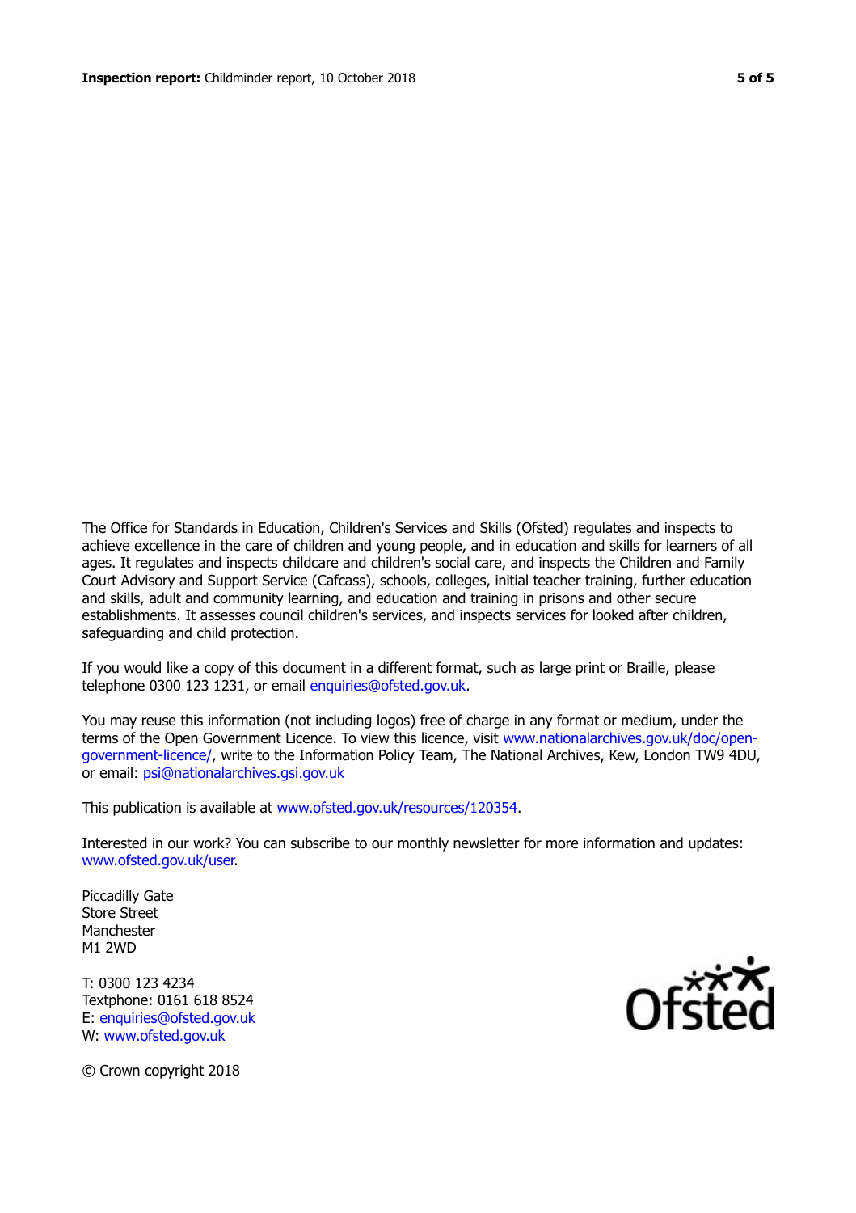The Office for Standards in Education, Children's Services and Skills (Ofsted) regulates and inspects to achieve excellence in the care of children and young people, and in education and skills for learners of all ages. It regulates and inspects childcare and children's social care, and inspects the Children and Family Court Advisory and Support Service (Cafcass), schools, colleges, initial teacher training, further education and skills, adult and community learning, and education and training in prisons and other secure establishments. It assesses council children's services, and inspects services for looked after children, safeguarding and child protection.

If you would like a copy of this document in a different format, such as large print or Braille, please telephone 0300 123 1231, or email enquiries@ofsted.gov.uk.

You may reuse this information (not including logos) free of charge in any format or medium, under the terms of the Open Government Licence. To view this licence, visit www.nationalarchives.gov.uk/doc/open-government-licence/, write to the Information Policy Team, The National Archives, Kew, London TW9 4DU, or email: psi@nationalarchives.gsi.gov.uk

This publication is available at www.ofsted.gov.uk/resources/120354.

Interested in our work? You can subscribe to our monthly newsletter for more information and updates: www.ofsted.gov.uk/user.

Piccadilly Gate
Store Street
Manchester
M1 2WD

T: 0300 123 4234
Textphone: 0161 618 8524
E: enquiries@ofsted.gov.uk
W: www.ofsted.gov.uk

© Crown copyright 2018